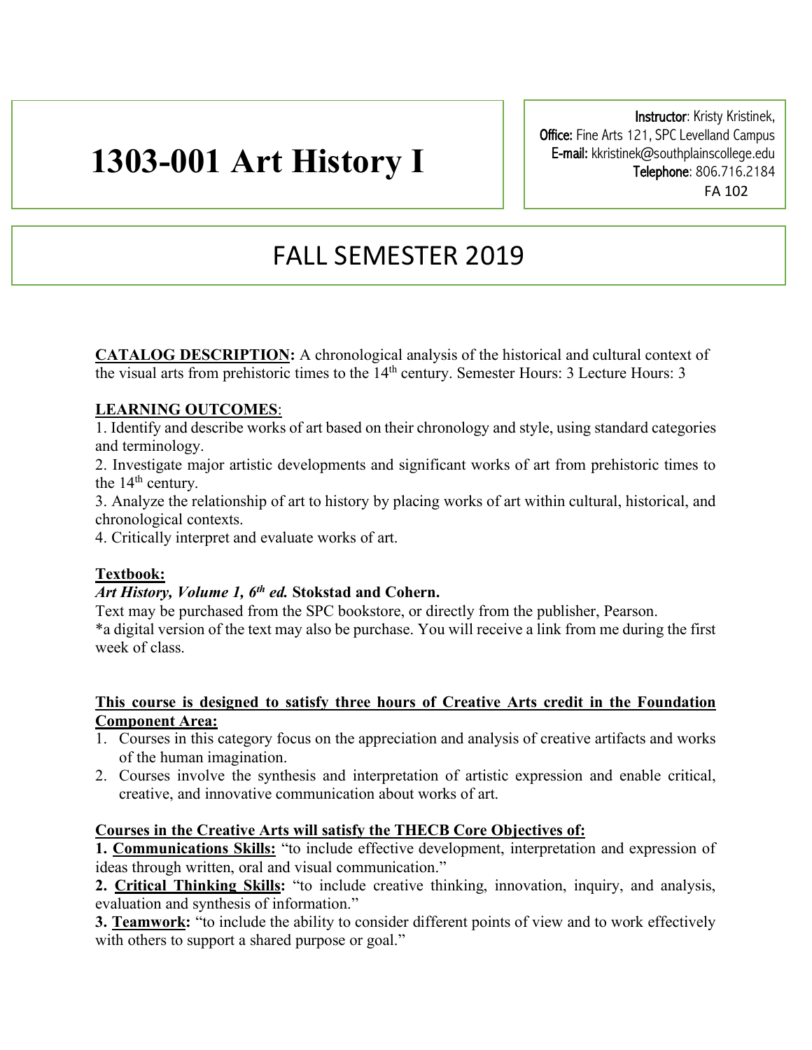# 1303-001 Art History I

**Instructor**: Kristy Kristinek,
**Office:** Fine Arts 121, SPC Levelland Campus
**E-mail:** kkristinek@southplainscollege.edu
**Telephone**: 806.716.2184
FA 102

## FALL SEMESTER 2019

**CATALOG DESCRIPTION:** A chronological analysis of the historical and cultural context of the visual arts from prehistoric times to the 14th century. Semester Hours: 3 Lecture Hours: 3

**LEARNING OUTCOMES**:

1. Identify and describe works of art based on their chronology and style, using standard categories and terminology.
2. Investigate major artistic developments and significant works of art from prehistoric times to the 14th century.
3. Analyze the relationship of art to history by placing works of art within cultural, historical, and chronological contexts.
4. Critically interpret and evaluate works of art.

**Textbook:**

***Art History, Volume 1, 6th ed.* Stokstad and Cohern.**

Text may be purchased from the SPC bookstore, or directly from the publisher, Pearson.
*a digital version of the text may also be purchase. You will receive a link from me during the first week of class.

**This course is designed to satisfy three hours of Creative Arts credit in the Foundation Component Area:**

1. Courses in this category focus on the appreciation and analysis of creative artifacts and works of the human imagination.
2. Courses involve the synthesis and interpretation of artistic expression and enable critical, creative, and innovative communication about works of art.

**Courses in the Creative Arts will satisfy the THECB Core Objectives of:**

**1. Communications Skills:** "to include effective development, interpretation and expression of ideas through written, oral and visual communication."
**2. Critical Thinking Skills:** "to include creative thinking, innovation, inquiry, and analysis, evaluation and synthesis of information."
**3. Teamwork:** "to include the ability to consider different points of view and to work effectively with others to support a shared purpose or goal."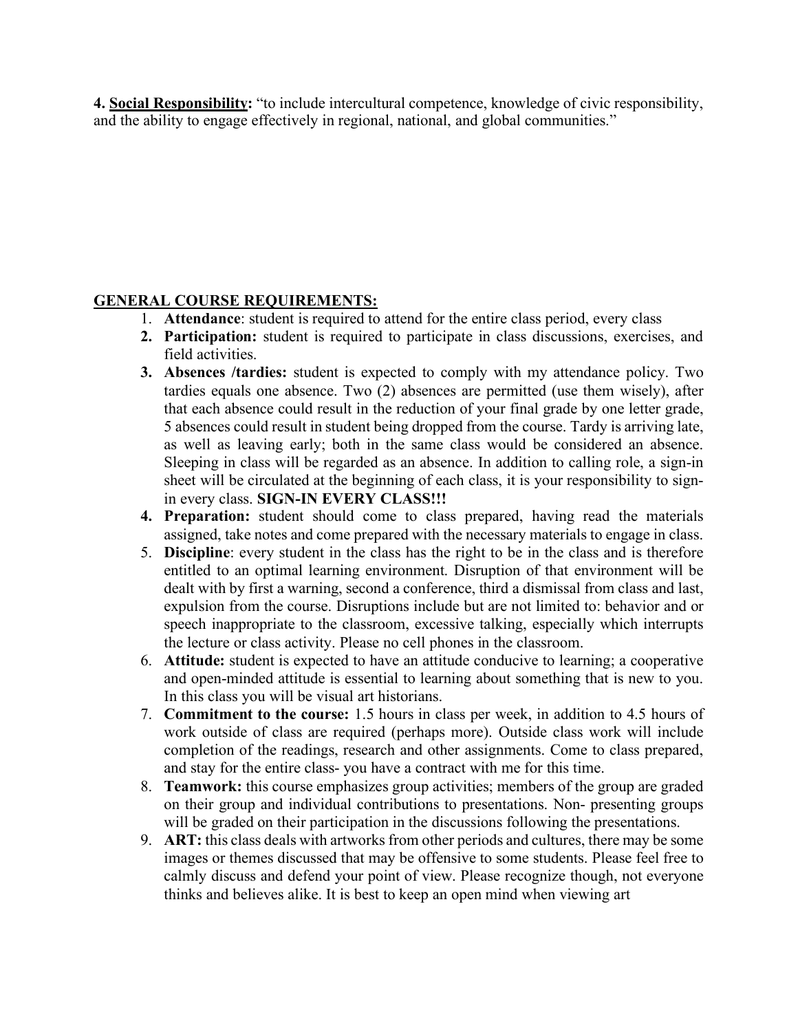**4. <u>Social Responsibility</u>:** "to include intercultural competence, knowledge of civic responsibility, and the ability to engage effectively in regional, national, and global communities."

**<u>GENERAL COURSE REQUIREMENTS:</u>**

1. **Attendance**: student is required to attend for the entire class period, every class
2. **Participation:** student is required to participate in class discussions, exercises, and field activities.
3. **Absences /tardies:** student is expected to comply with my attendance policy. Two tardies equals one absence. Two (2) absences are permitted (use them wisely), after that each absence could result in the reduction of your final grade by one letter grade, 5 absences could result in student being dropped from the course. Tardy is arriving late, as well as leaving early; both in the same class would be considered an absence. Sleeping in class will be regarded as an absence. In addition to calling role, a sign-in sheet will be circulated at the beginning of each class, it is your responsibility to sign-in every class. **SIGN-IN EVERY CLASS!!!**
4. **Preparation:** student should come to class prepared, having read the materials assigned, take notes and come prepared with the necessary materials to engage in class.
5. **Discipline**: every student in the class has the right to be in the class and is therefore entitled to an optimal learning environment. Disruption of that environment will be dealt with by first a warning, second a conference, third a dismissal from class and last, expulsion from the course. Disruptions include but are not limited to: behavior and or speech inappropriate to the classroom, excessive talking, especially which interrupts the lecture or class activity. Please no cell phones in the classroom.
6. **Attitude:** student is expected to have an attitude conducive to learning; a cooperative and open-minded attitude is essential to learning about something that is new to you. In this class you will be visual art historians.
7. **Commitment to the course:** 1.5 hours in class per week, in addition to 4.5 hours of work outside of class are required (perhaps more). Outside class work will include completion of the readings, research and other assignments. Come to class prepared, and stay for the entire class- you have a contract with me for this time.
8. **Teamwork:** this course emphasizes group activities; members of the group are graded on their group and individual contributions to presentations. Non- presenting groups will be graded on their participation in the discussions following the presentations.
9. **ART:** this class deals with artworks from other periods and cultures, there may be some images or themes discussed that may be offensive to some students. Please feel free to calmly discuss and defend your point of view. Please recognize though, not everyone thinks and believes alike. It is best to keep an open mind when viewing art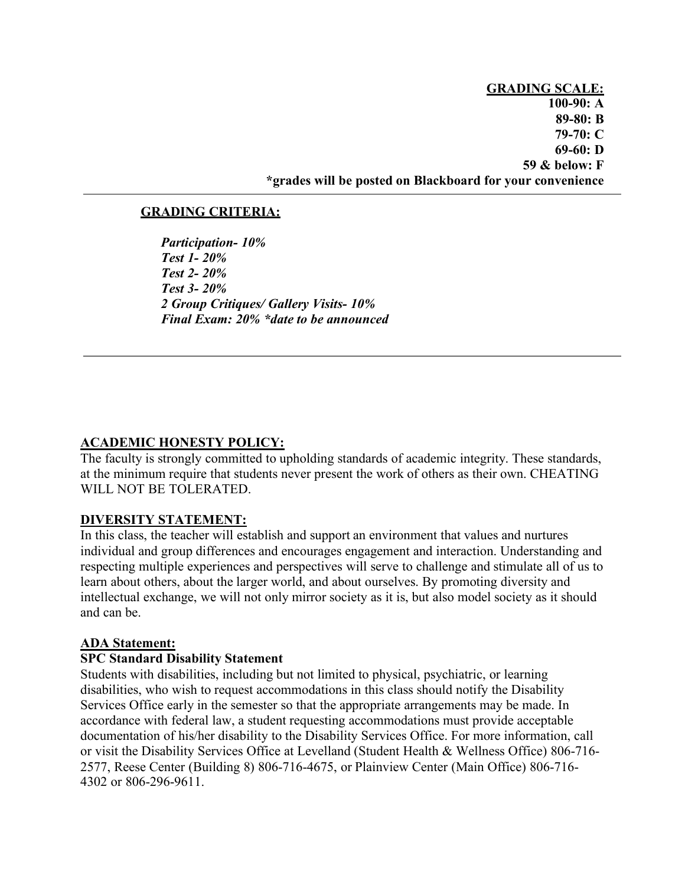**GRADING SCALE:**
**100-90: A**
**89-80: B**
**79-70: C**
**69-60: D**
**59 & below: F**
***grades will be posted on Blackboard for your convenience**

---

**GRADING CRITERIA:**

***Participation- 10%***
***Test 1- 20%***
***Test 2- 20%***
***Test 3- 20%***
***2 Group Critiques/ Gallery Visits- 10%***
***Final Exam: 20% *date to be announced***

---

**ACADEMIC HONESTY POLICY:**

The faculty is strongly committed to upholding standards of academic integrity. These standards, at the minimum require that students never present the work of others as their own. CHEATING WILL NOT BE TOLERATED.

**DIVERSITY STATEMENT:**

In this class, the teacher will establish and support an environment that values and nurtures individual and group differences and encourages engagement and interaction. Understanding and respecting multiple experiences and perspectives will serve to challenge and stimulate all of us to learn about others, about the larger world, and about ourselves. By promoting diversity and intellectual exchange, we will not only mirror society as it is, but also model society as it should and can be.

**ADA Statement:**

**SPC Standard Disability Statement**

Students with disabilities, including but not limited to physical, psychiatric, or learning disabilities, who wish to request accommodations in this class should notify the Disability Services Office early in the semester so that the appropriate arrangements may be made. In accordance with federal law, a student requesting accommodations must provide acceptable documentation of his/her disability to the Disability Services Office. For more information, call or visit the Disability Services Office at Levelland (Student Health & Wellness Office) 806-716-2577, Reese Center (Building 8) 806-716-4675, or Plainview Center (Main Office) 806-716-4302 or 806-296-9611.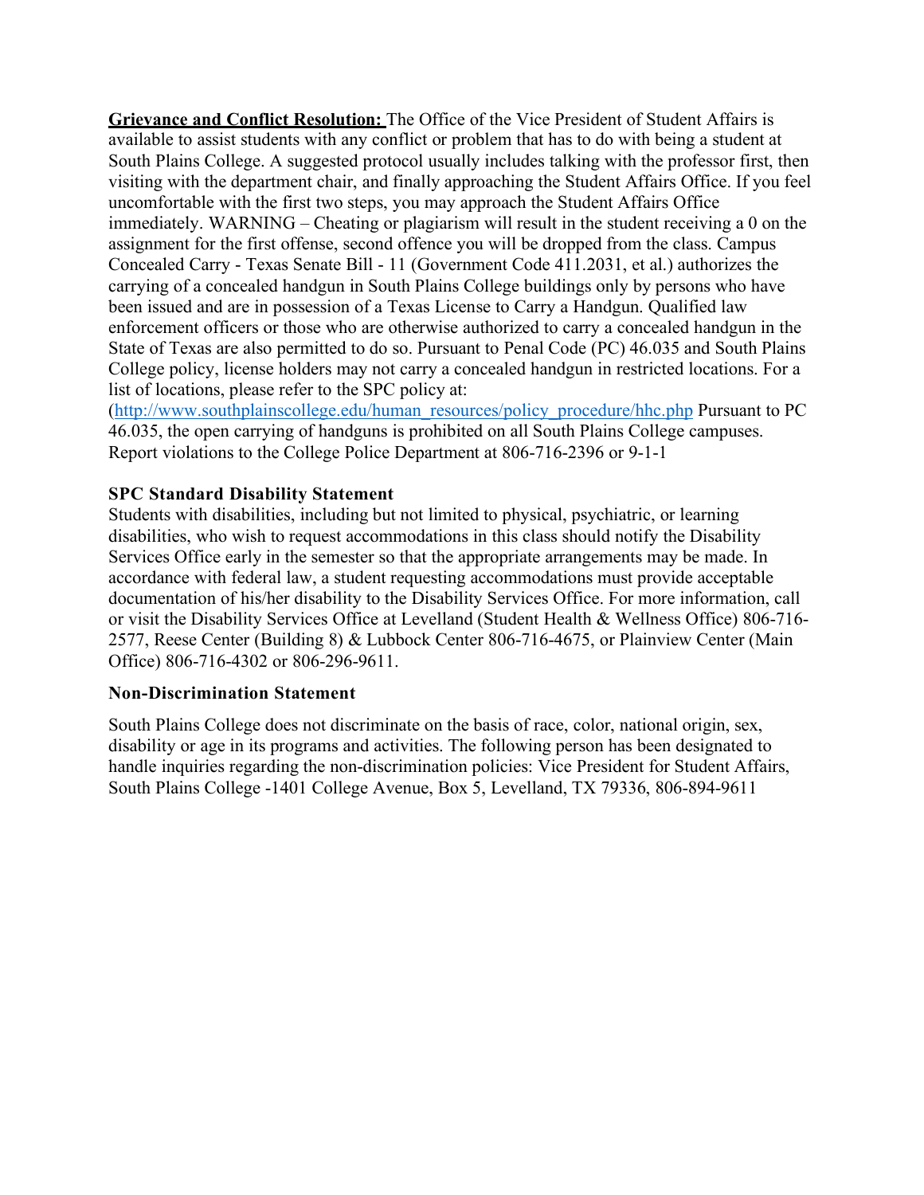**<u>Grievance and Conflict Resolution:</u>** The Office of the Vice President of Student Affairs is available to assist students with any conflict or problem that has to do with being a student at South Plains College. A suggested protocol usually includes talking with the professor first, then visiting with the department chair, and finally approaching the Student Affairs Office. If you feel uncomfortable with the first two steps, you may approach the Student Affairs Office immediately. WARNING – Cheating or plagiarism will result in the student receiving a 0 on the assignment for the first offense, second offence you will be dropped from the class. Campus Concealed Carry - Texas Senate Bill - 11 (Government Code 411.2031, et al.) authorizes the carrying of a concealed handgun in South Plains College buildings only by persons who have been issued and are in possession of a Texas License to Carry a Handgun. Qualified law enforcement officers or those who are otherwise authorized to carry a concealed handgun in the State of Texas are also permitted to do so. Pursuant to Penal Code (PC) 46.035 and South Plains College policy, license holders may not carry a concealed handgun in restricted locations. For a list of locations, please refer to the SPC policy at: (http://www.southplainscollege.edu/human_resources/policy_procedure/hhc.php Pursuant to PC 46.035, the open carrying of handguns is prohibited on all South Plains College campuses. Report violations to the College Police Department at 806-716-2396 or 9-1-1

**SPC Standard Disability Statement**

Students with disabilities, including but not limited to physical, psychiatric, or learning disabilities, who wish to request accommodations in this class should notify the Disability Services Office early in the semester so that the appropriate arrangements may be made. In accordance with federal law, a student requesting accommodations must provide acceptable documentation of his/her disability to the Disability Services Office. For more information, call or visit the Disability Services Office at Levelland (Student Health & Wellness Office) 806-716-2577, Reese Center (Building 8) & Lubbock Center 806-716-4675, or Plainview Center (Main Office) 806-716-4302 or 806-296-9611.

**Non-Discrimination Statement**

South Plains College does not discriminate on the basis of race, color, national origin, sex, disability or age in its programs and activities. The following person has been designated to handle inquiries regarding the non-discrimination policies: Vice President for Student Affairs, South Plains College -1401 College Avenue, Box 5, Levelland, TX 79336, 806-894-9611